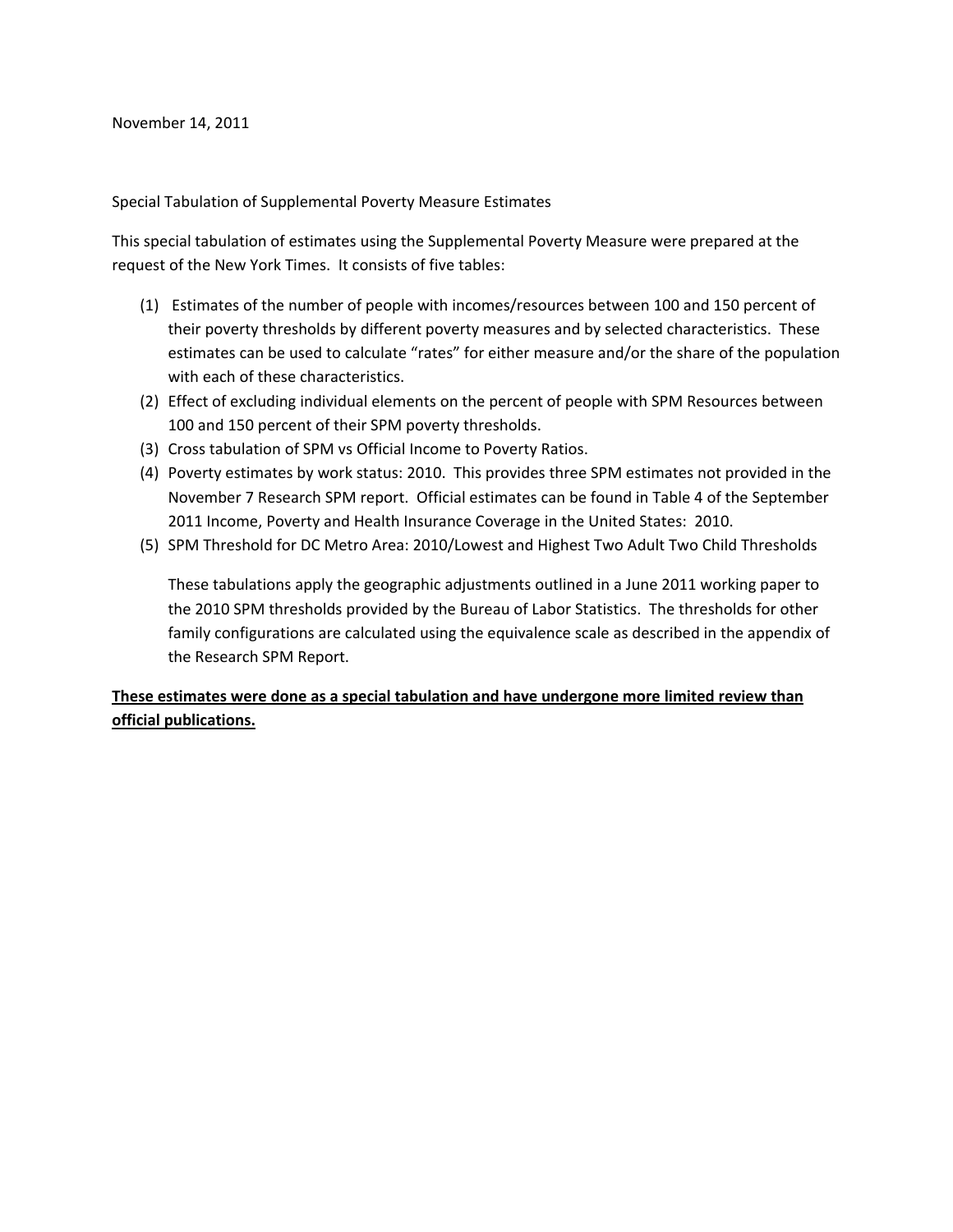November 14, 2011

Special Tabulation of Supplemental Poverty Measure Estimates

This special tabulation of estimates using the Supplemental Poverty Measure were prepared at the request of the New York Times. It consists of five tables:

(1) Estimates of the number of people with incomes/resources between 100 and 150 percent of their poverty thresholds by different poverty measures and by selected characteristics. These estimates can be used to calculate "rates" for either measure and/or the share of the population with each of these characteristics.

(2) Effect of excluding individual elements on the percent of people with SPM Resources between 100 and 150 percent of their SPM poverty thresholds.

(3) Cross tabulation of SPM vs Official Income to Poverty Ratios.

(4) Poverty estimates by work status: 2010. This provides three SPM estimates not provided in the November 7 Research SPM report. Official estimates can be found in Table 4 of the September 2011 Income, Poverty and Health Insurance Coverage in the United States: 2010.

(5) SPM Threshold for DC Metro Area: 2010/Lowest and Highest Two Adult Two Child Thresholds

These tabulations apply the geographic adjustments outlined in a June 2011 working paper to the 2010 SPM thresholds provided by the Bureau of Labor Statistics. The thresholds for other family configurations are calculated using the equivalence scale as described in the appendix of the Research SPM Report.

**<u>These estimates were done as a special tabulation and have undergone more limited review than official publications.</u>**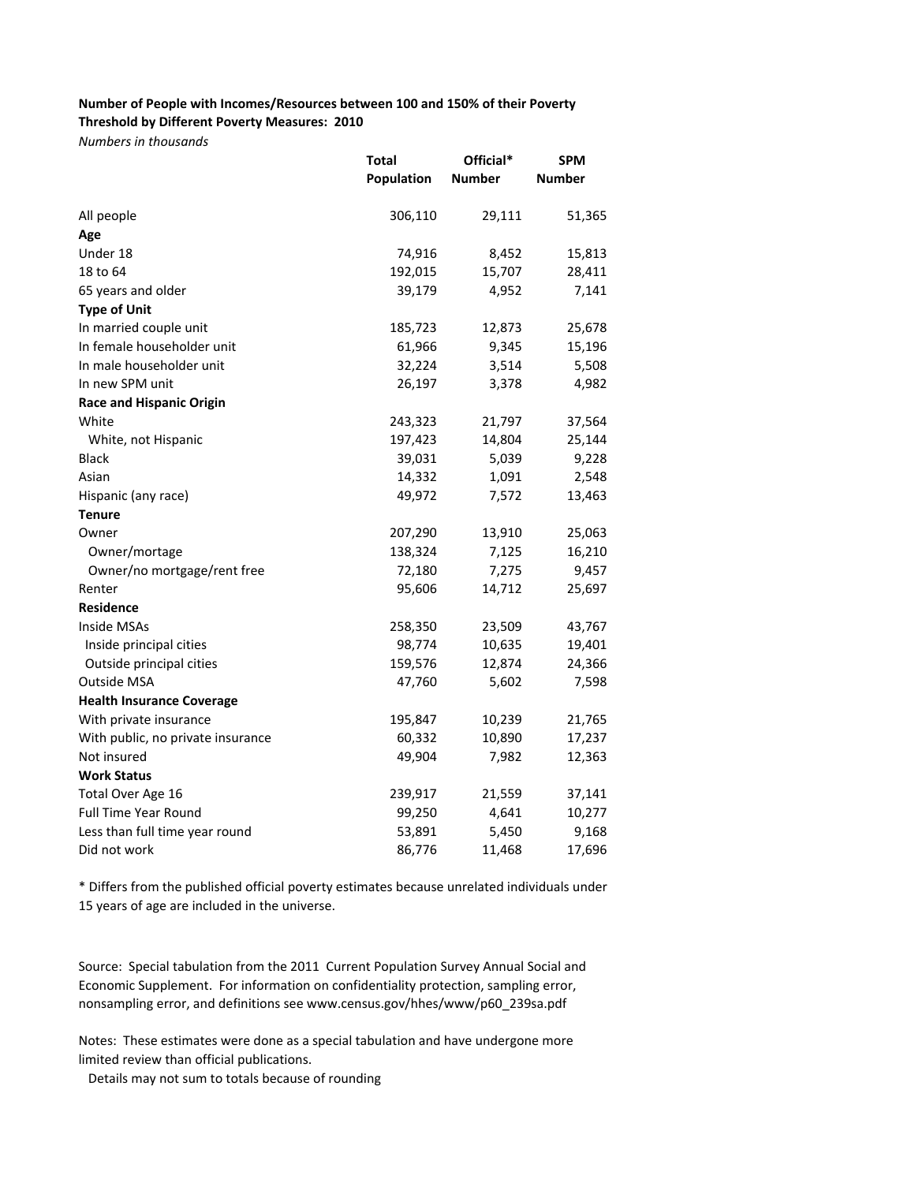**Number of People with Incomes/Resources between 100 and 150% of their Poverty Threshold by Different Poverty Measures: 2010**

*Numbers in thousands*

| | Total Population | Official* Number | SPM Number |
|---|---|---|---|
| All people | 306,110 | 29,111 | 51,365 |
| **Age** | | | |
| Under 18 | 74,916 | 8,452 | 15,813 |
| 18 to 64 | 192,015 | 15,707 | 28,411 |
| 65 years and older | 39,179 | 4,952 | 7,141 |
| **Type of Unit** | | | |
| In married couple unit | 185,723 | 12,873 | 25,678 |
| In female householder unit | 61,966 | 9,345 | 15,196 |
| In male householder unit | 32,224 | 3,514 | 5,508 |
| In new SPM unit | 26,197 | 3,378 | 4,982 |
| **Race and Hispanic Origin** | | | |
| White | 243,323 | 21,797 | 37,564 |
| White, not Hispanic | 197,423 | 14,804 | 25,144 |
| Black | 39,031 | 5,039 | 9,228 |
| Asian | 14,332 | 1,091 | 2,548 |
| Hispanic (any race) | 49,972 | 7,572 | 13,463 |
| **Tenure** | | | |
| Owner | 207,290 | 13,910 | 25,063 |
| Owner/mortage | 138,324 | 7,125 | 16,210 |
| Owner/no mortgage/rent free | 72,180 | 7,275 | 9,457 |
| Renter | 95,606 | 14,712 | 25,697 |
| **Residence** | | | |
| Inside MSAs | 258,350 | 23,509 | 43,767 |
| Inside principal cities | 98,774 | 10,635 | 19,401 |
| Outside principal cities | 159,576 | 12,874 | 24,366 |
| Outside MSA | 47,760 | 5,602 | 7,598 |
| **Health Insurance Coverage** | | | |
| With private insurance | 195,847 | 10,239 | 21,765 |
| With public, no private insurance | 60,332 | 10,890 | 17,237 |
| Not insured | 49,904 | 7,982 | 12,363 |
| **Work Status** | | | |
| Total Over Age 16 | 239,917 | 21,559 | 37,141 |
| Full Time Year Round | 99,250 | 4,641 | 10,277 |
| Less than full time year round | 53,891 | 5,450 | 9,168 |
| Did not work | 86,776 | 11,468 | 17,696 |

* Differs from the published official poverty estimates because unrelated individuals under 15 years of age are included in the universe.

Source: Special tabulation from the 2011 Current Population Survey Annual Social and Economic Supplement. For information on confidentiality protection, sampling error, nonsampling error, and definitions see www.census.gov/hhes/www/p60_239sa.pdf

Notes: These estimates were done as a special tabulation and have undergone more limited review than official publications.
Details may not sum to totals because of rounding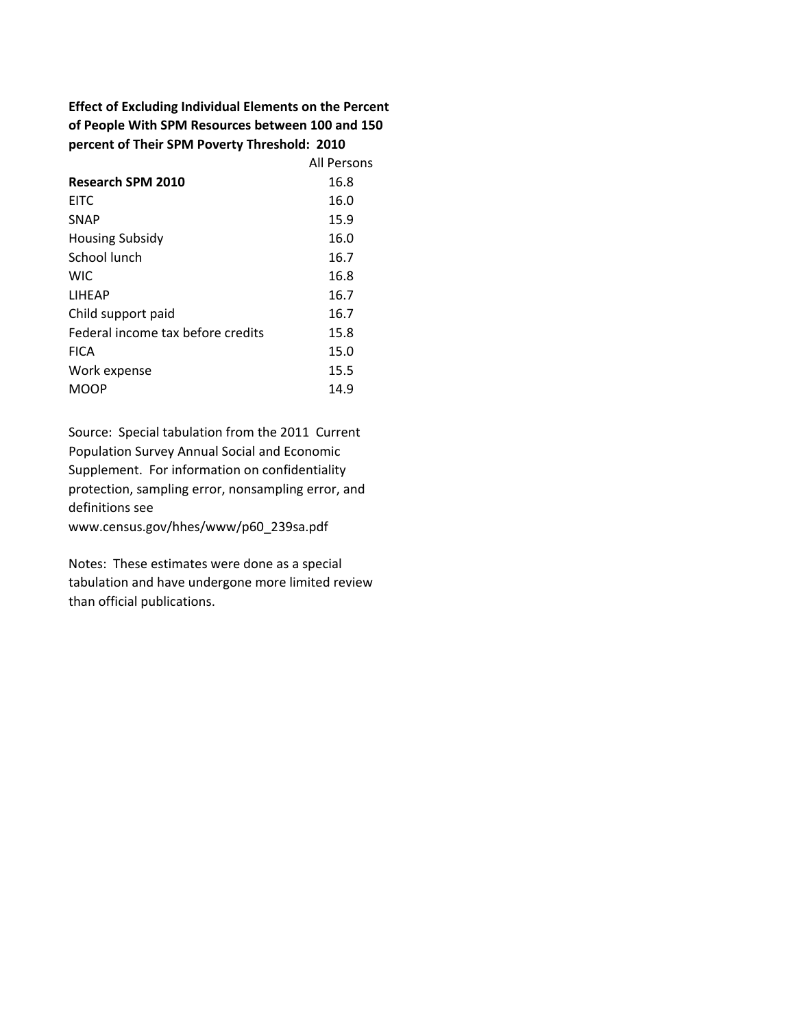**Effect of Excluding Individual Elements on the Percent of People With SPM Resources between 100 and 150 percent of Their SPM Poverty Threshold: 2010**

| | All Persons |
|---|---|
| **Research SPM 2010** | 16.8 |
| EITC | 16.0 |
| SNAP | 15.9 |
| Housing Subsidy | 16.0 |
| School lunch | 16.7 |
| WIC | 16.8 |
| LIHEAP | 16.7 |
| Child support paid | 16.7 |
| Federal income tax before credits | 15.8 |
| FICA | 15.0 |
| Work expense | 15.5 |
| MOOP | 14.9 |

Source: Special tabulation from the 2011 Current Population Survey Annual Social and Economic Supplement. For information on confidentiality protection, sampling error, nonsampling error, and definitions see www.census.gov/hhes/www/p60_239sa.pdf

Notes: These estimates were done as a special tabulation and have undergone more limited review than official publications.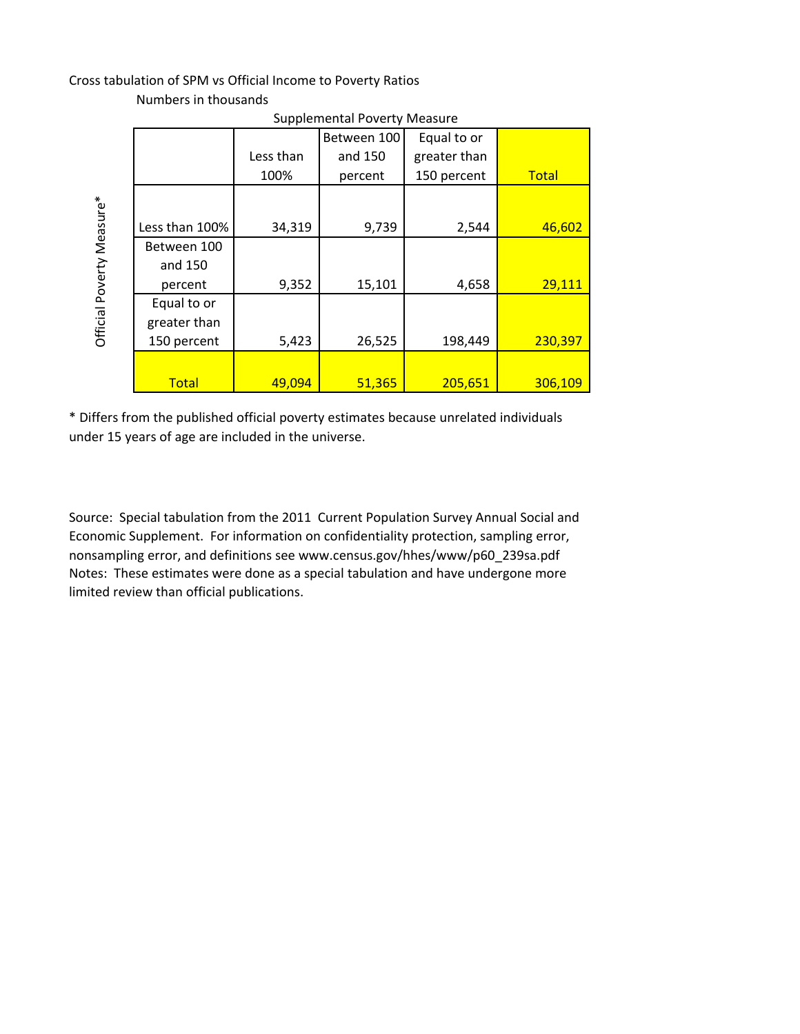Cross tabulation of SPM vs Official Income to Poverty Ratios

Numbers in thousands

| Official Poverty Measure* | Supplemental Poverty Measure: Less than 100% | Between 100 and 150 percent | Equal to or greater than 150 percent | Total |
|---|---|---|---|---|
| Less than 100% | 34,319 | 9,739 | 2,544 | 46,602 |
| Between 100 and 150 percent | 9,352 | 15,101 | 4,658 | 29,111 |
| Equal to or greater than 150 percent | 5,423 | 26,525 | 198,449 | 230,397 |
| Total | 49,094 | 51,365 | 205,651 | 306,109 |

* Differs from the published official poverty estimates because unrelated individuals under 15 years of age are included in the universe.

Source: Special tabulation from the 2011 Current Population Survey Annual Social and Economic Supplement. For information on confidentiality protection, sampling error, nonsampling error, and definitions see www.census.gov/hhes/www/p60_239sa.pdf
Notes: These estimates were done as a special tabulation and have undergone more limited review than official publications.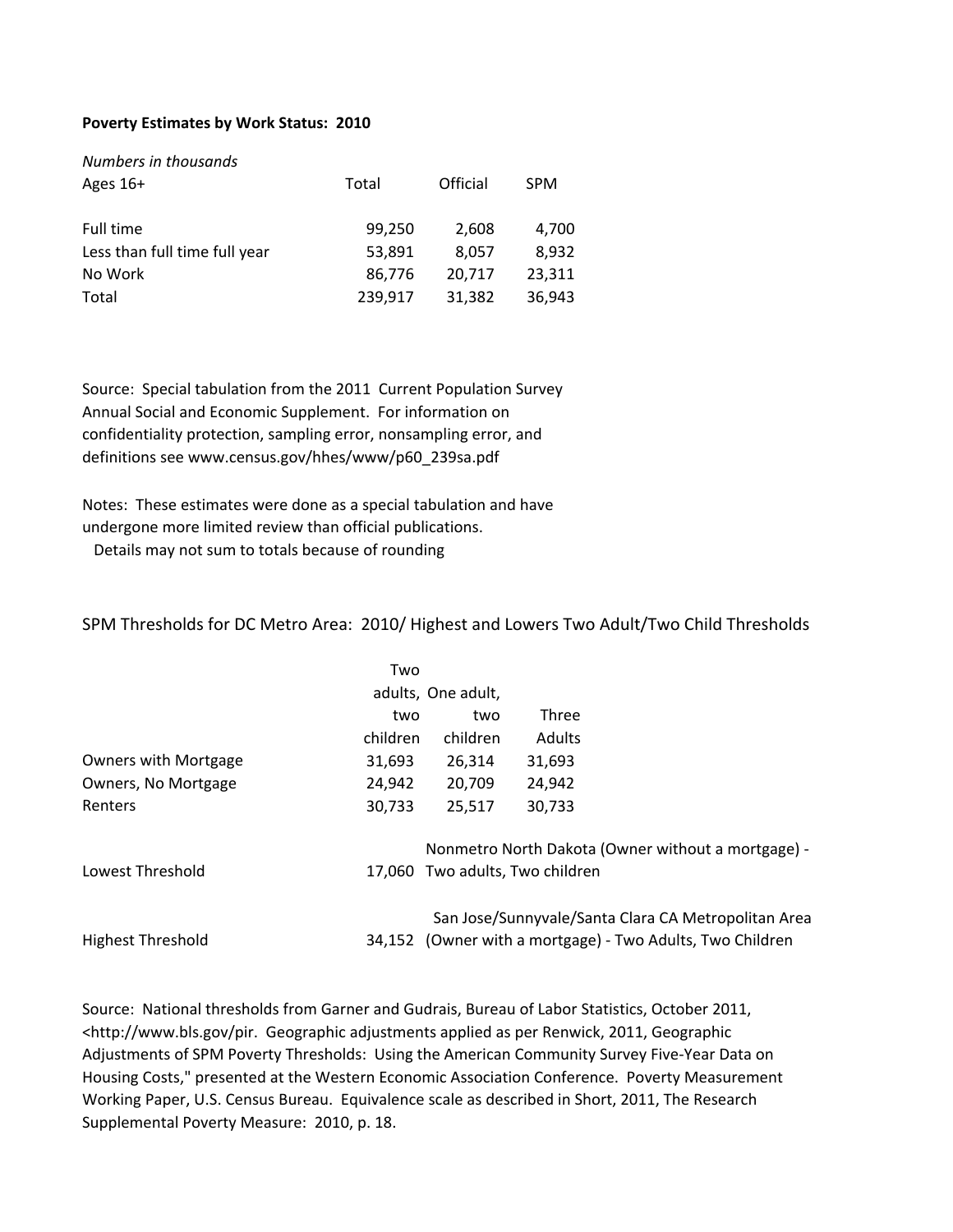**Poverty Estimates by Work Status: 2010**

| *Numbers in thousands*<br>Ages 16+ | Total | Official | SPM |
|---|---|---|---|
| Full time | 99,250 | 2,608 | 4,700 |
| Less than full time full year | 53,891 | 8,057 | 8,932 |
| No Work | 86,776 | 20,717 | 23,311 |
| Total | 239,917 | 31,382 | 36,943 |

Source: Special tabulation from the 2011 Current Population Survey Annual Social and Economic Supplement. For information on confidentiality protection, sampling error, nonsampling error, and definitions see www.census.gov/hhes/www/p60_239sa.pdf

Notes: These estimates were done as a special tabulation and have undergone more limited review than official publications.
Details may not sum to totals because of rounding

SPM Thresholds for DC Metro Area: 2010/ Highest and Lowers Two Adult/Two Child Thresholds

| | Two adults, two children | One adult, two children | Three Adults |
|---|---|---|---|
| Owners with Mortgage | 31,693 | 26,314 | 31,693 |
| Owners, No Mortgage | 24,942 | 20,709 | 24,942 |
| Renters | 30,733 | 25,517 | 30,733 |

| | | |
|---|---|---|
| Lowest Threshold | 17,060 | Nonmetro North Dakota (Owner without a mortgage) - Two adults, Two children |
| Highest Threshold | 34,152 | San Jose/Sunnyvale/Santa Clara CA Metropolitan Area (Owner with a mortgage) - Two Adults, Two Children |

Source: National thresholds from Garner and Gudrais, Bureau of Labor Statistics, October 2011, <http://www.bls.gov/pir. Geographic adjustments applied as per Renwick, 2011, Geographic Adjustments of SPM Poverty Thresholds: Using the American Community Survey Five-Year Data on Housing Costs," presented at the Western Economic Association Conference. Poverty Measurement Working Paper, U.S. Census Bureau. Equivalence scale as described in Short, 2011, The Research Supplemental Poverty Measure: 2010, p. 18.